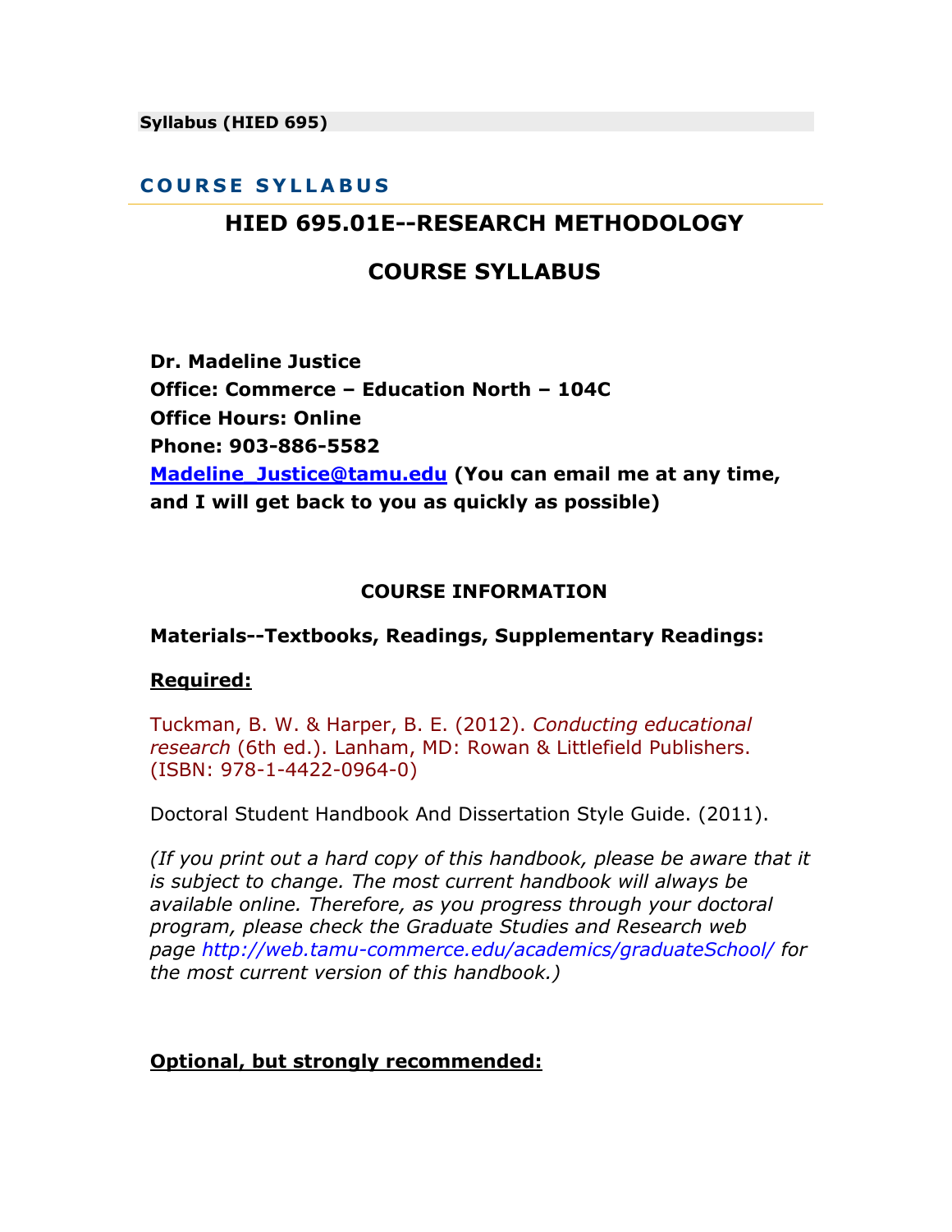**Syllabus (HIED 695)**

## COURSE SYLLABUS

# HIED 695.01E--RESEARCH METHODOLOGY

# COURSE SYLLABUS

**Dr. Madeline Justice**
**Office: Commerce – Education North – 104C**
**Office Hours: Online**
**Phone: 903-886-5582**
**[Madeline_Justice@tamu.edu](mailto:Madeline_Justice@tamu.edu) (You can email me at any time, and I will get back to you as quickly as possible)**

### COURSE INFORMATION

**Materials--Textbooks, Readings, Supplementary Readings:**

**Required:**

Tuckman, B. W. & Harper, B. E. (2012). *Conducting educational research* (6th ed.). Lanham, MD: Rowan & Littlefield Publishers. (ISBN: 978-1-4422-0964-0)

Doctoral Student Handbook And Dissertation Style Guide. (2011).

*(If you print out a hard copy of this handbook, please be aware that it is subject to change. The most current handbook will always be available online. Therefore, as you progress through your doctoral program, please check the Graduate Studies and Research web page http://web.tamu-commerce.edu/academics/graduateSchool/ for the most current version of this handbook.)*

**Optional, but strongly recommended:**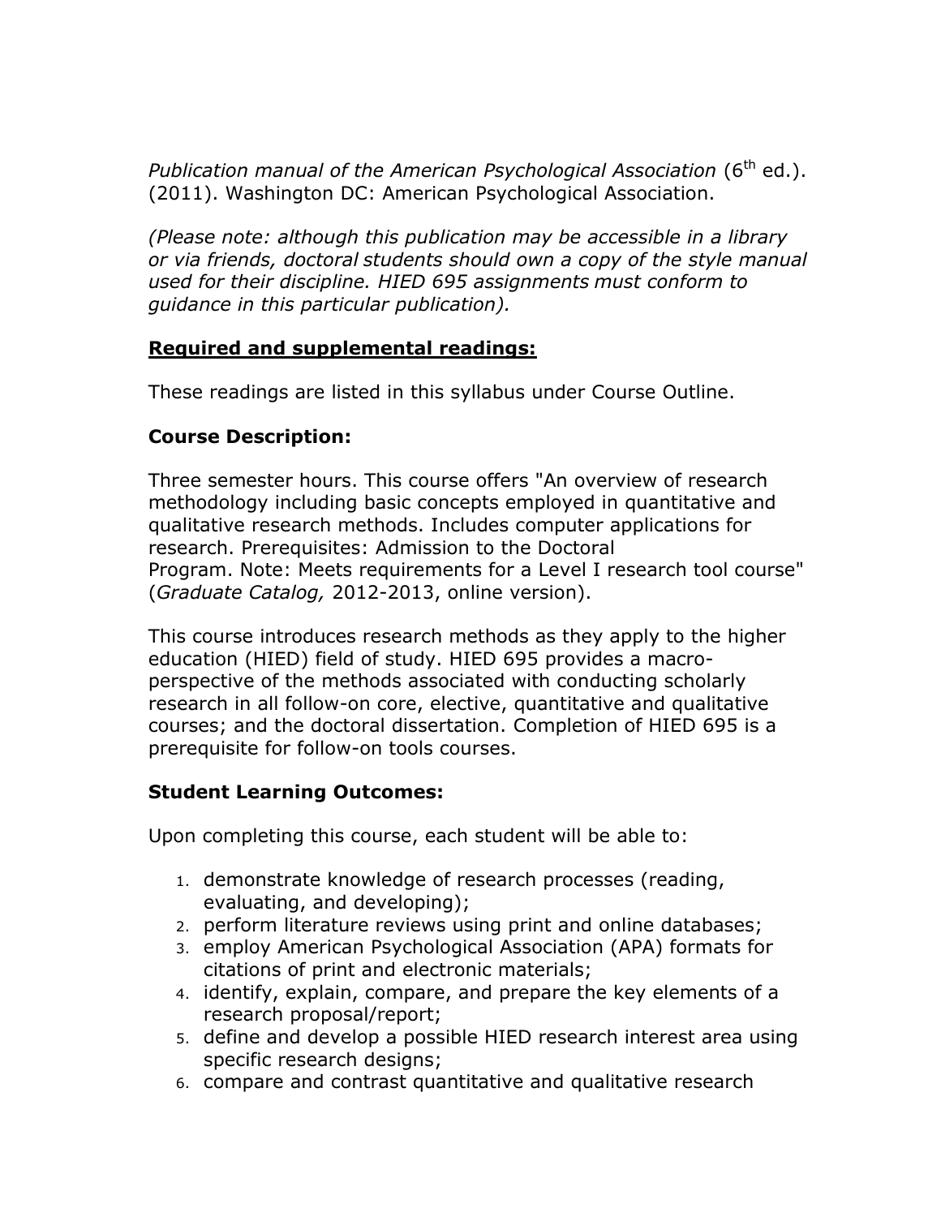*Publication manual of the American Psychological Association* (6th ed.). (2011). Washington DC: American Psychological Association.

*(Please note: although this publication may be accessible in a library or via friends, doctoral students should own a copy of the style manual used for their discipline. HIED 695 assignments must conform to guidance in this particular publication).*

**Required and supplemental readings:**

These readings are listed in this syllabus under Course Outline.

**Course Description:**

Three semester hours. This course offers "An overview of research methodology including basic concepts employed in quantitative and qualitative research methods. Includes computer applications for research. Prerequisites: Admission to the Doctoral Program. Note: Meets requirements for a Level I research tool course" (*Graduate Catalog,* 2012-2013, online version).

This course introduces research methods as they apply to the higher education (HIED) field of study. HIED 695 provides a macro-perspective of the methods associated with conducting scholarly research in all follow-on core, elective, quantitative and qualitative courses; and the doctoral dissertation. Completion of HIED 695 is a prerequisite for follow-on tools courses.

**Student Learning Outcomes:**

Upon completing this course, each student will be able to:

1. demonstrate knowledge of research processes (reading, evaluating, and developing);
2. perform literature reviews using print and online databases;
3. employ American Psychological Association (APA) formats for citations of print and electronic materials;
4. identify, explain, compare, and prepare the key elements of a research proposal/report;
5. define and develop a possible HIED research interest area using specific research designs;
6. compare and contrast quantitative and qualitative research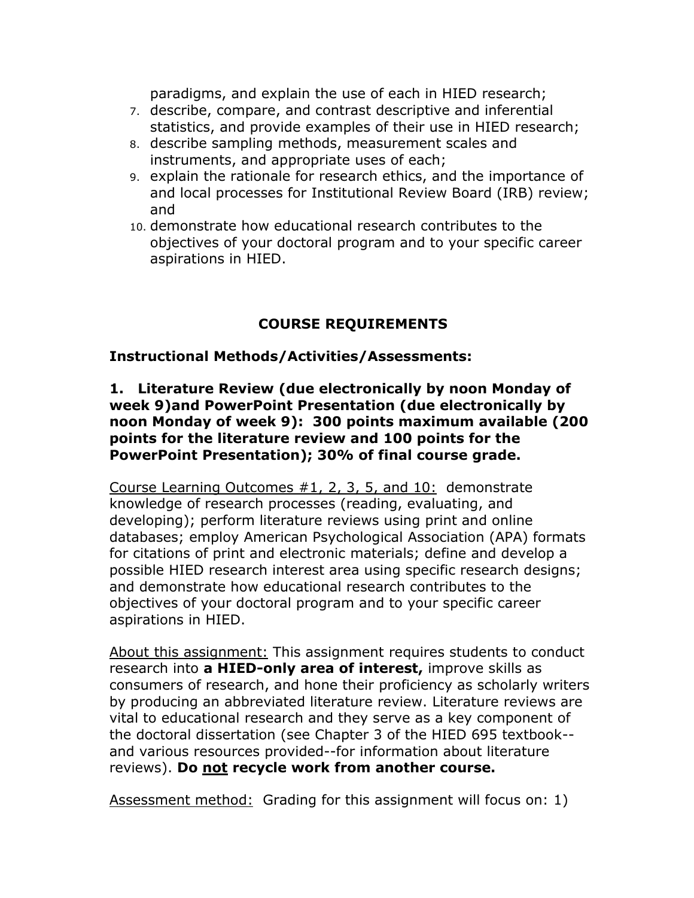paradigms, and explain the use of each in HIED research;

7. describe, compare, and contrast descriptive and inferential statistics, and provide examples of their use in HIED research;
8. describe sampling methods, measurement scales and instruments, and appropriate uses of each;
9. explain the rationale for research ethics, and the importance of and local processes for Institutional Review Board (IRB) review; and
10. demonstrate how educational research contributes to the objectives of your doctoral program and to your specific career aspirations in HIED.

## COURSE REQUIREMENTS

### Instructional Methods/Activities/Assessments:

**1. Literature Review (due electronically by noon Monday of week 9)and PowerPoint Presentation (due electronically by noon Monday of week 9): 300 points maximum available (200 points for the literature review and 100 points for the PowerPoint Presentation); 30% of final course grade.**

<u>Course Learning Outcomes #1, 2, 3, 5, and 10:</u> demonstrate knowledge of research processes (reading, evaluating, and developing); perform literature reviews using print and online databases; employ American Psychological Association (APA) formats for citations of print and electronic materials; define and develop a possible HIED research interest area using specific research designs; and demonstrate how educational research contributes to the objectives of your doctoral program and to your specific career aspirations in HIED.

<u>About this assignment:</u> This assignment requires students to conduct research into **a HIED-only area of interest,** improve skills as consumers of research, and hone their proficiency as scholarly writers by producing an abbreviated literature review. Literature reviews are vital to educational research and they serve as a key component of the doctoral dissertation (see Chapter 3 of the HIED 695 textbook--and various resources provided--for information about literature reviews). **Do <u>not</u> recycle work from another course.**

<u>Assessment method:</u> Grading for this assignment will focus on: 1)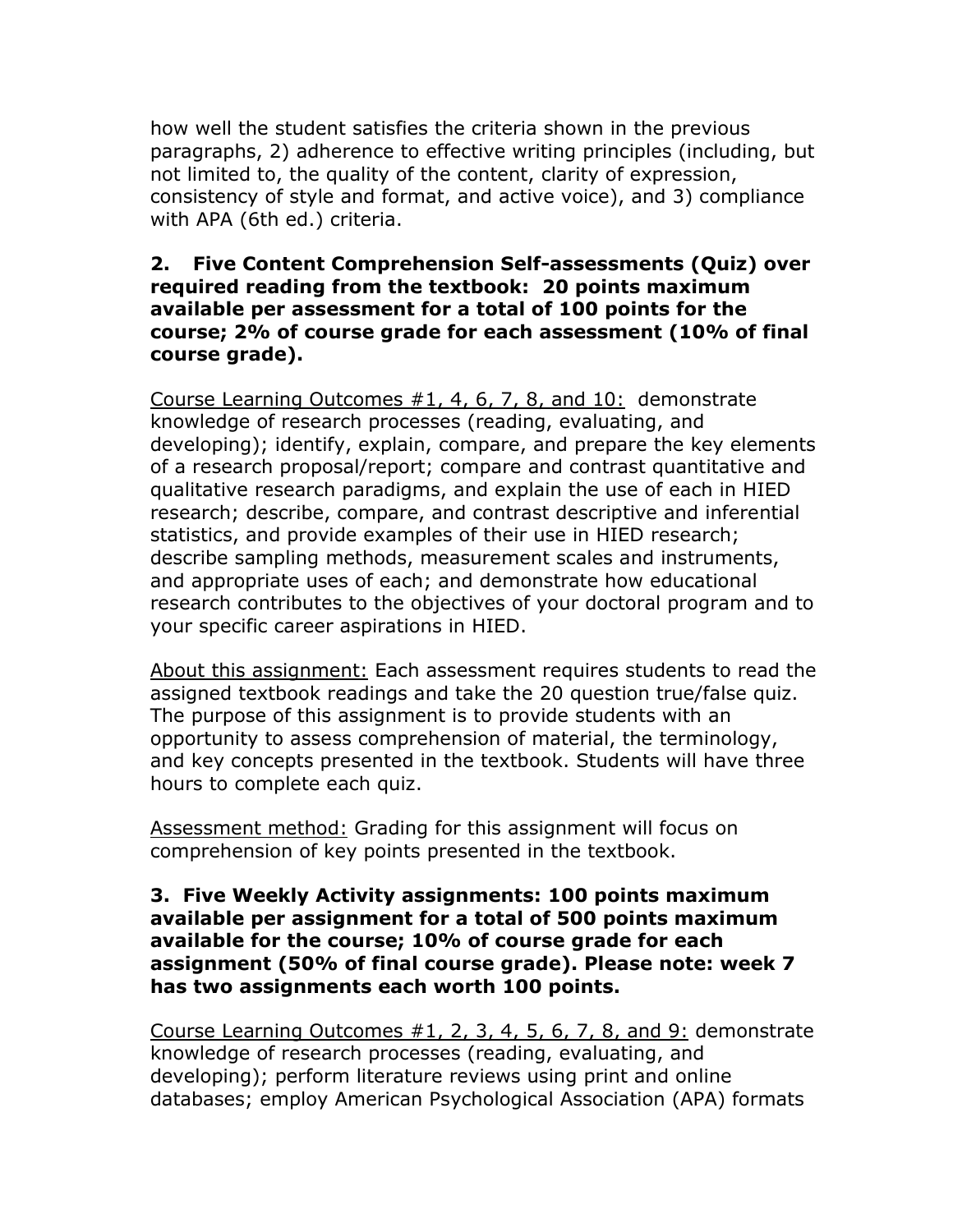how well the student satisfies the criteria shown in the previous paragraphs, 2) adherence to effective writing principles (including, but not limited to, the quality of the content, clarity of expression, consistency of style and format, and active voice), and 3) compliance with APA (6th ed.) criteria.

**2. Five Content Comprehension Self-assessments (Quiz) over required reading from the textbook: 20 points maximum available per assessment for a total of 100 points for the course; 2% of course grade for each assessment (10% of final course grade).**

<u>Course Learning Outcomes #1, 4, 6, 7, 8, and 10:</u> demonstrate knowledge of research processes (reading, evaluating, and developing); identify, explain, compare, and prepare the key elements of a research proposal/report; compare and contrast quantitative and qualitative research paradigms, and explain the use of each in HIED research; describe, compare, and contrast descriptive and inferential statistics, and provide examples of their use in HIED research; describe sampling methods, measurement scales and instruments, and appropriate uses of each; and demonstrate how educational research contributes to the objectives of your doctoral program and to your specific career aspirations in HIED.

<u>About this assignment:</u> Each assessment requires students to read the assigned textbook readings and take the 20 question true/false quiz. The purpose of this assignment is to provide students with an opportunity to assess comprehension of material, the terminology, and key concepts presented in the textbook. Students will have three hours to complete each quiz.

<u>Assessment method:</u> Grading for this assignment will focus on comprehension of key points presented in the textbook.

**3. Five Weekly Activity assignments: 100 points maximum available per assignment for a total of 500 points maximum available for the course; 10% of course grade for each assignment (50% of final course grade). Please note: week 7 has two assignments each worth 100 points.**

<u>Course Learning Outcomes #1, 2, 3, 4, 5, 6, 7, 8, and 9:</u> demonstrate knowledge of research processes (reading, evaluating, and developing); perform literature reviews using print and online databases; employ American Psychological Association (APA) formats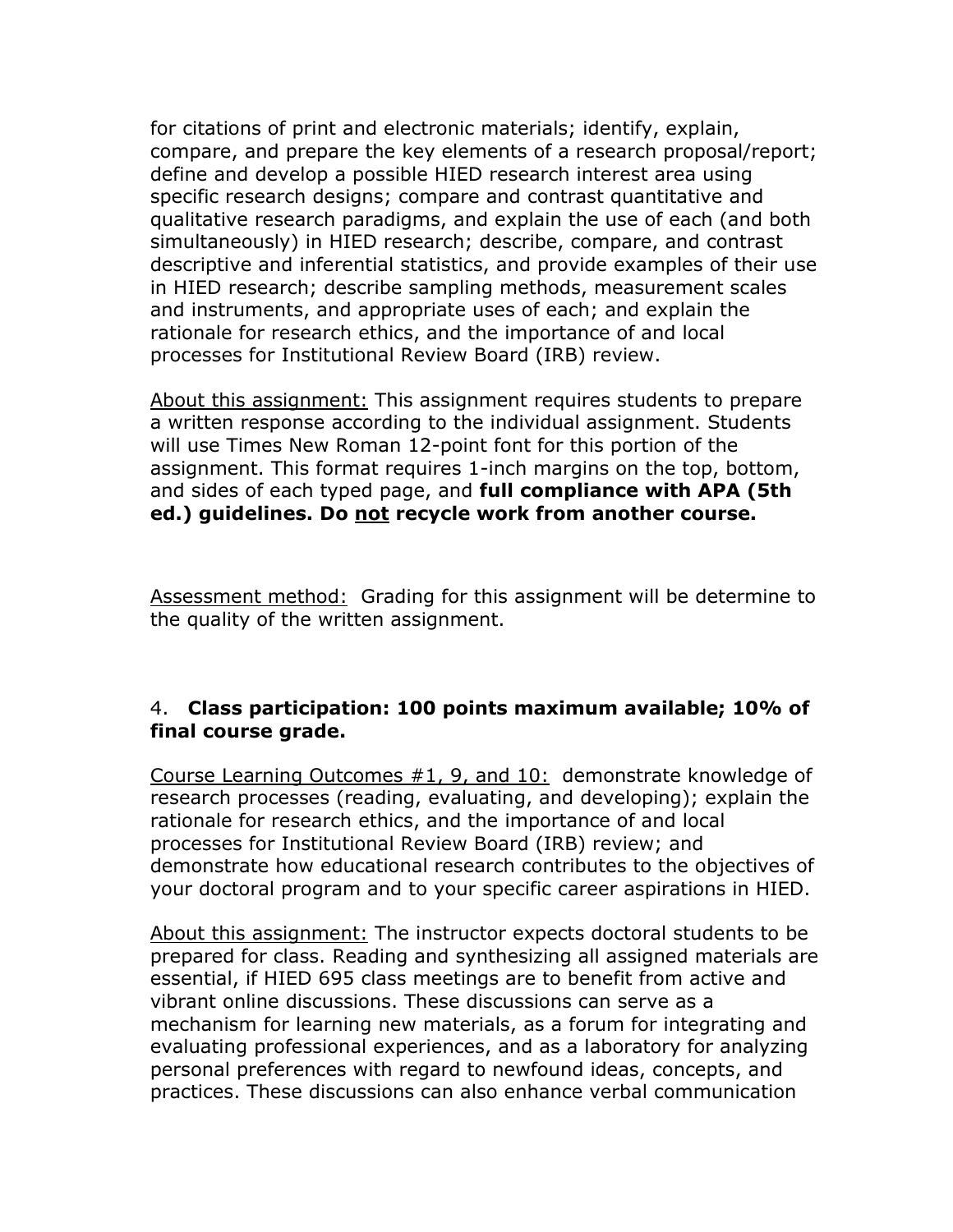for citations of print and electronic materials; identify, explain, compare, and prepare the key elements of a research proposal/report; define and develop a possible HIED research interest area using specific research designs; compare and contrast quantitative and qualitative research paradigms, and explain the use of each (and both simultaneously) in HIED research; describe, compare, and contrast descriptive and inferential statistics, and provide examples of their use in HIED research; describe sampling methods, measurement scales and instruments, and appropriate uses of each; and explain the rationale for research ethics, and the importance of and local processes for Institutional Review Board (IRB) review.

<u>About this assignment:</u> This assignment requires students to prepare a written response according to the individual assignment. Students will use Times New Roman 12-point font for this portion of the assignment. This format requires 1-inch margins on the top, bottom, and sides of each typed page, and **full compliance with APA (5th ed.) guidelines. Do <u>not</u> recycle work from another course.**

<u>Assessment method:</u> Grading for this assignment will be determine to the quality of the written assignment.

4. **Class participation: 100 points maximum available; 10% of final course grade.**

<u>Course Learning Outcomes #1, 9, and 10:</u> demonstrate knowledge of research processes (reading, evaluating, and developing); explain the rationale for research ethics, and the importance of and local processes for Institutional Review Board (IRB) review; and demonstrate how educational research contributes to the objectives of your doctoral program and to your specific career aspirations in HIED.

<u>About this assignment:</u> The instructor expects doctoral students to be prepared for class. Reading and synthesizing all assigned materials are essential, if HIED 695 class meetings are to benefit from active and vibrant online discussions. These discussions can serve as a mechanism for learning new materials, as a forum for integrating and evaluating professional experiences, and as a laboratory for analyzing personal preferences with regard to newfound ideas, concepts, and practices. These discussions can also enhance verbal communication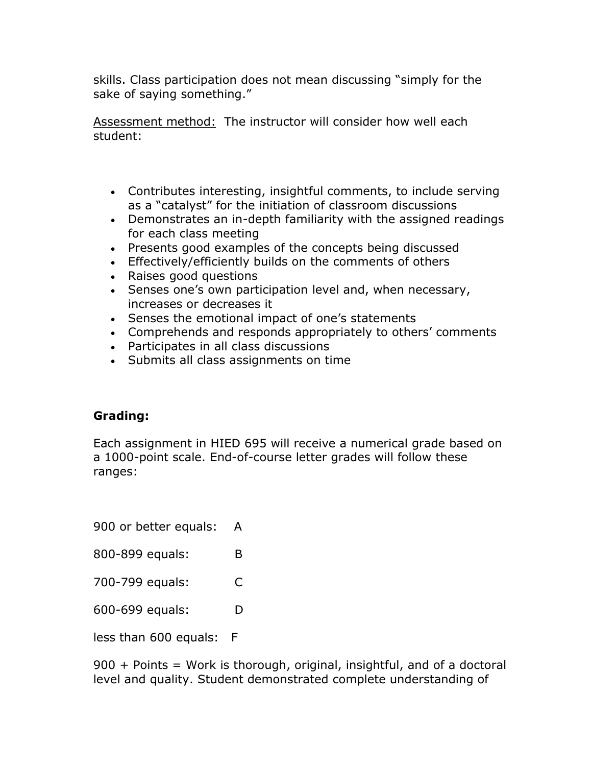skills. Class participation does not mean discussing "simply for the sake of saying something."

Assessment method: The instructor will consider how well each student:

- Contributes interesting, insightful comments, to include serving as a "catalyst" for the initiation of classroom discussions
- Demonstrates an in-depth familiarity with the assigned readings for each class meeting
- Presents good examples of the concepts being discussed
- Effectively/efficiently builds on the comments of others
- Raises good questions
- Senses one's own participation level and, when necessary, increases or decreases it
- Senses the emotional impact of one's statements
- Comprehends and responds appropriately to others' comments
- Participates in all class discussions
- Submits all class assignments on time

**Grading:**

Each assignment in HIED 695 will receive a numerical grade based on a 1000-point scale. End-of-course letter grades will follow these ranges:

900 or better equals: A

800-899 equals: B

700-799 equals: C

600-699 equals: D

less than 600 equals: F

900 + Points = Work is thorough, original, insightful, and of a doctoral level and quality. Student demonstrated complete understanding of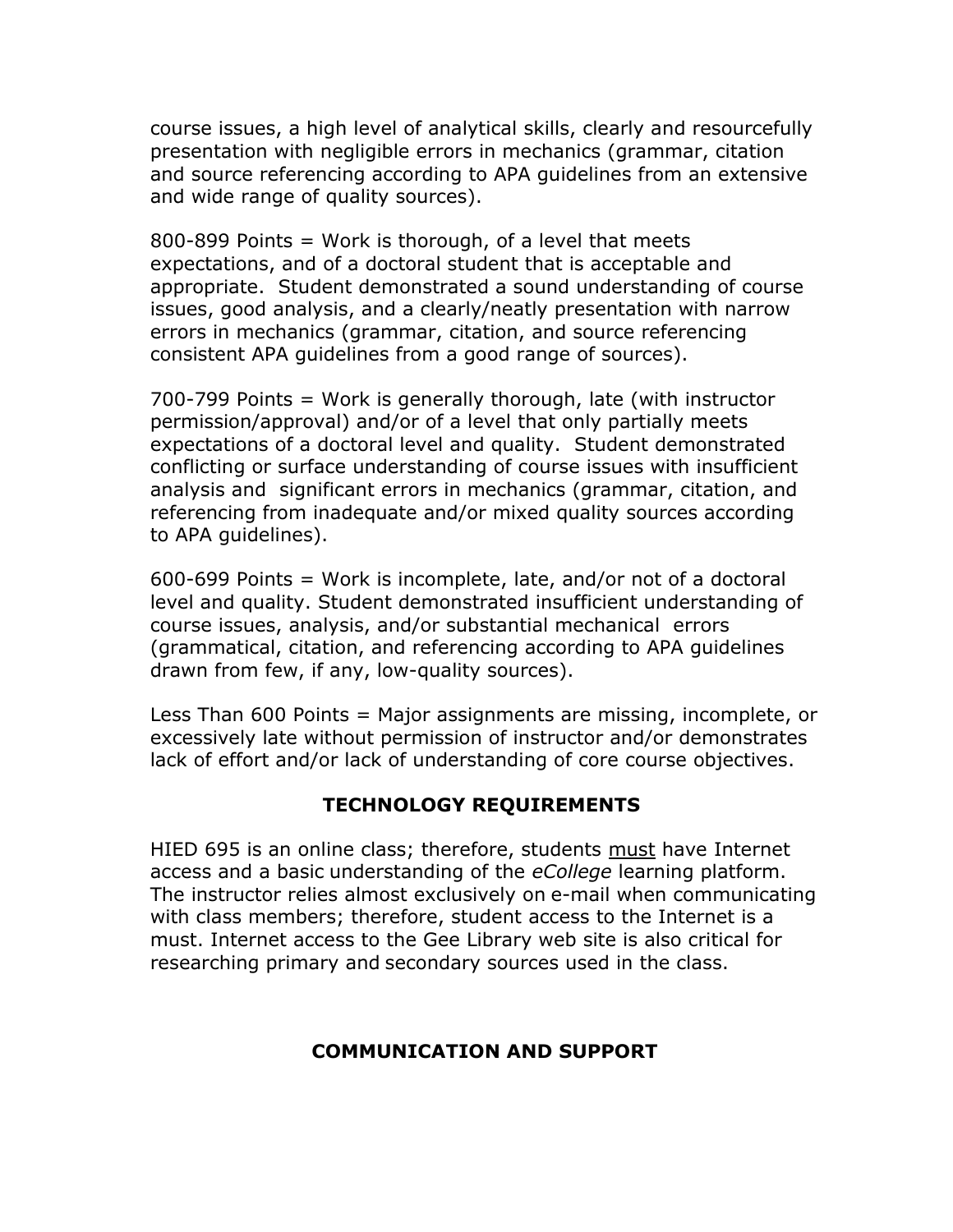course issues, a high level of analytical skills, clearly and resourcefully presentation with negligible errors in mechanics (grammar, citation and source referencing according to APA guidelines from an extensive and wide range of quality sources).

800-899 Points = Work is thorough, of a level that meets expectations, and of a doctoral student that is acceptable and appropriate. Student demonstrated a sound understanding of course issues, good analysis, and a clearly/neatly presentation with narrow errors in mechanics (grammar, citation, and source referencing consistent APA guidelines from a good range of sources).

700-799 Points = Work is generally thorough, late (with instructor permission/approval) and/or of a level that only partially meets expectations of a doctoral level and quality. Student demonstrated conflicting or surface understanding of course issues with insufficient analysis and significant errors in mechanics (grammar, citation, and referencing from inadequate and/or mixed quality sources according to APA guidelines).

600-699 Points = Work is incomplete, late, and/or not of a doctoral level and quality. Student demonstrated insufficient understanding of course issues, analysis, and/or substantial mechanical errors (grammatical, citation, and referencing according to APA guidelines drawn from few, if any, low-quality sources).

Less Than 600 Points = Major assignments are missing, incomplete, or excessively late without permission of instructor and/or demonstrates lack of effort and/or lack of understanding of core course objectives.

## TECHNOLOGY REQUIREMENTS

HIED 695 is an online class; therefore, students <u>must</u> have Internet access and a basic understanding of the *eCollege* learning platform. The instructor relies almost exclusively on e-mail when communicating with class members; therefore, student access to the Internet is a must. Internet access to the Gee Library web site is also critical for researching primary and secondary sources used in the class.

## COMMUNICATION AND SUPPORT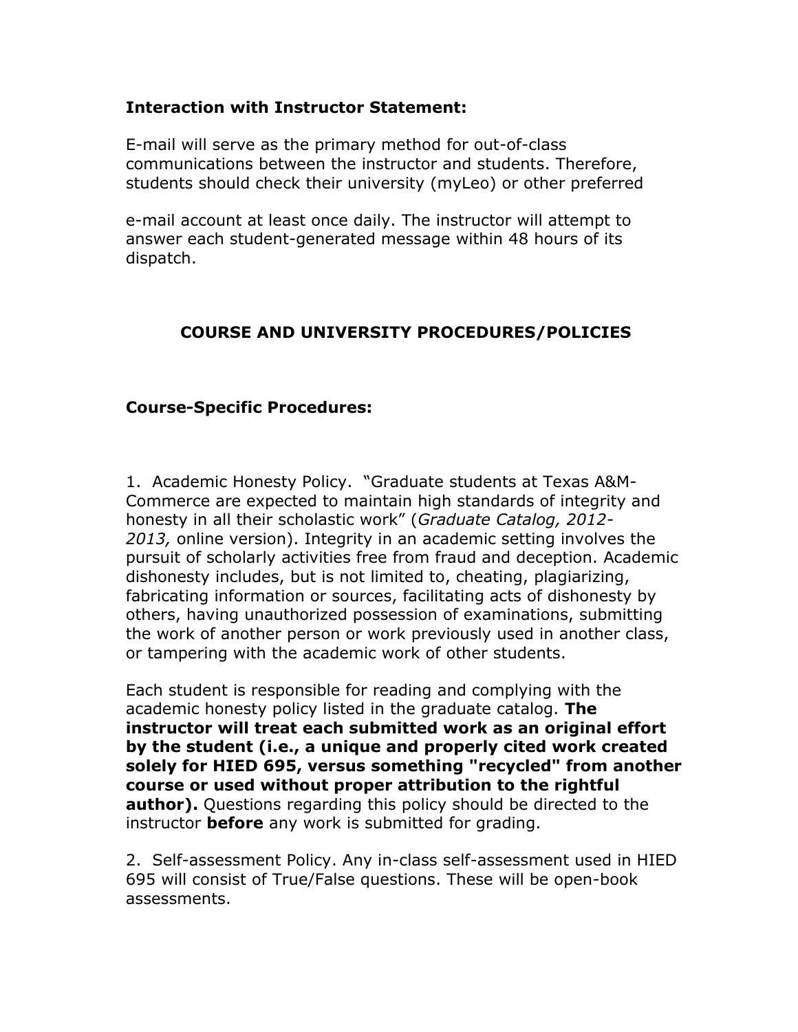**Interaction with Instructor Statement:**

E-mail will serve as the primary method for out-of-class communications between the instructor and students. Therefore, students should check their university (myLeo) or other preferred e-mail account at least once daily. The instructor will attempt to answer each student-generated message within 48 hours of its dispatch.

## COURSE AND UNIVERSITY PROCEDURES/POLICIES

**Course-Specific Procedures:**

1. Academic Honesty Policy. "Graduate students at Texas A&M-Commerce are expected to maintain high standards of integrity and honesty in all their scholastic work" (*Graduate Catalog, 2012-2013,* online version). Integrity in an academic setting involves the pursuit of scholarly activities free from fraud and deception. Academic dishonesty includes, but is not limited to, cheating, plagiarizing, fabricating information or sources, facilitating acts of dishonesty by others, having unauthorized possession of examinations, submitting the work of another person or work previously used in another class, or tampering with the academic work of other students.

Each student is responsible for reading and complying with the academic honesty policy listed in the graduate catalog. **The instructor will treat each submitted work as an original effort by the student (i.e., a unique and properly cited work created solely for HIED 695, versus something "recycled" from another course or used without proper attribution to the rightful author).** Questions regarding this policy should be directed to the instructor **before** any work is submitted for grading.

2. Self-assessment Policy. Any in-class self-assessment used in HIED 695 will consist of True/False questions. These will be open-book assessments.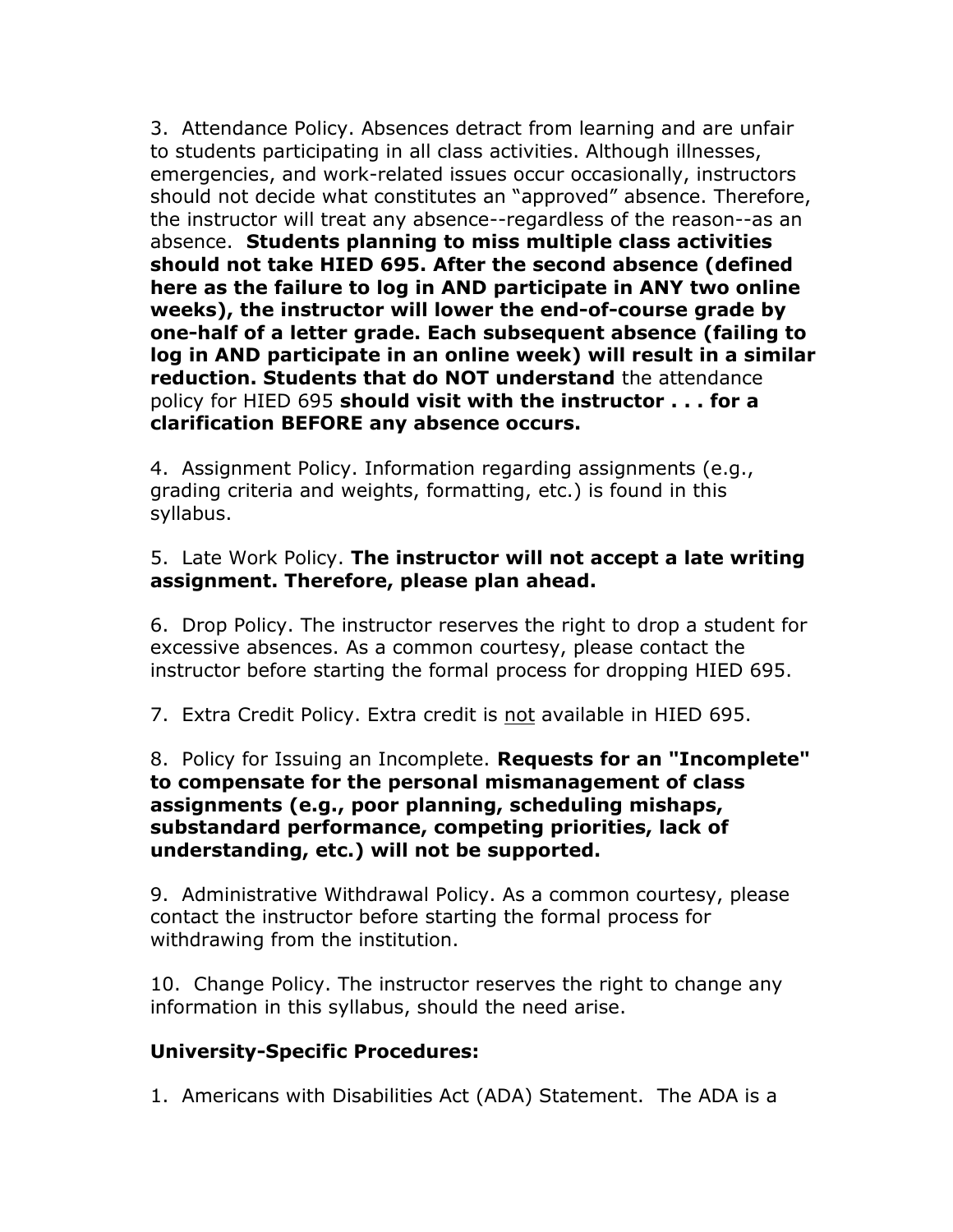3. Attendance Policy. Absences detract from learning and are unfair to students participating in all class activities. Although illnesses, emergencies, and work-related issues occur occasionally, instructors should not decide what constitutes an "approved" absence. Therefore, the instructor will treat any absence--regardless of the reason--as an absence. **Students planning to miss multiple class activities should not take HIED 695. After the second absence (defined here as the failure to log in AND participate in ANY two online weeks), the instructor will lower the end-of-course grade by one-half of a letter grade. Each subsequent absence (failing to log in AND participate in an online week) will result in a similar reduction. Students that do NOT understand** the attendance policy for HIED 695 **should visit with the instructor . . . for a clarification BEFORE any absence occurs.**

4. Assignment Policy. Information regarding assignments (e.g., grading criteria and weights, formatting, etc.) is found in this syllabus.

5. Late Work Policy. **The instructor will not accept a late writing assignment. Therefore, please plan ahead.**

6. Drop Policy. The instructor reserves the right to drop a student for excessive absences. As a common courtesy, please contact the instructor before starting the formal process for dropping HIED 695.

7. Extra Credit Policy. Extra credit is <u>not</u> available in HIED 695.

8. Policy for Issuing an Incomplete. **Requests for an "Incomplete" to compensate for the personal mismanagement of class assignments (e.g., poor planning, scheduling mishaps, substandard performance, competing priorities, lack of understanding, etc.) will not be supported.**

9. Administrative Withdrawal Policy. As a common courtesy, please contact the instructor before starting the formal process for withdrawing from the institution.

10. Change Policy. The instructor reserves the right to change any information in this syllabus, should the need arise.

**University-Specific Procedures:**

1. Americans with Disabilities Act (ADA) Statement. The ADA is a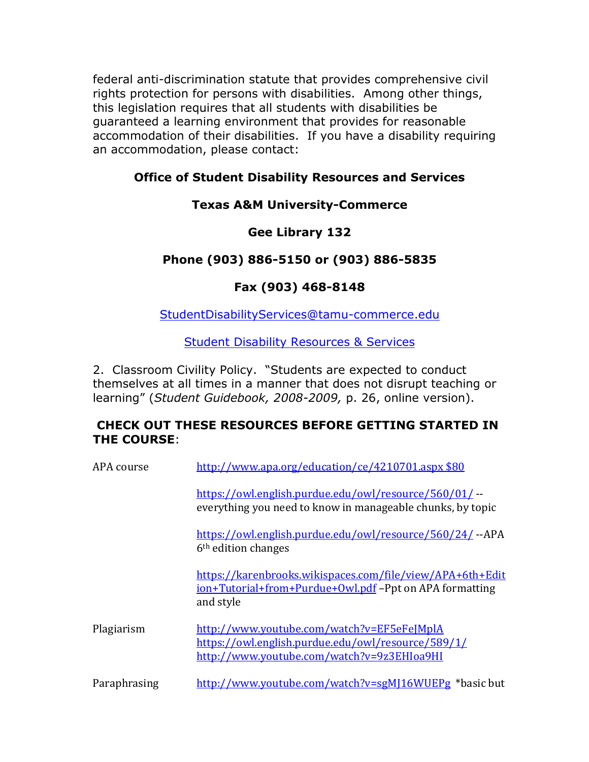federal anti-discrimination statute that provides comprehensive civil rights protection for persons with disabilities. Among other things, this legislation requires that all students with disabilities be guaranteed a learning environment that provides for reasonable accommodation of their disabilities. If you have a disability requiring an accommodation, please contact:

**Office of Student Disability Resources and Services**

**Texas A&M University-Commerce**

**Gee Library 132**

**Phone (903) 886-5150 or (903) 886-5835**

**Fax (903) 468-8148**

StudentDisabilityServices@tamu-commerce.edu

Student Disability Resources & Services

2. Classroom Civility Policy. "Students are expected to conduct themselves at all times in a manner that does not disrupt teaching or learning" (*Student Guidebook, 2008-2009,* p. 26, online version).

**CHECK OUT THESE RESOURCES BEFORE GETTING STARTED IN THE COURSE**:

| | |
|---|---|
| APA course | http://www.apa.org/education/ce/4210701.aspx $80 |
| | https://owl.english.purdue.edu/owl/resource/560/01/ --everything you need to know in manageable chunks, by topic |
| | https://owl.english.purdue.edu/owl/resource/560/24/ --APA 6th edition changes |
| | https://karenbrooks.wikispaces.com/file/view/APA+6th+Edition+Tutorial+from+Purdue+Owl.pdf –Ppt on APA formatting and style |
| Plagiarism | http://www.youtube.com/watch?v=EF5eFeJMplA https://owl.english.purdue.edu/owl/resource/589/1/ http://www.youtube.com/watch?v=9z3EHIoa9HI |
| Paraphrasing | http://www.youtube.com/watch?v=sgMJ16WUEPg *basic but |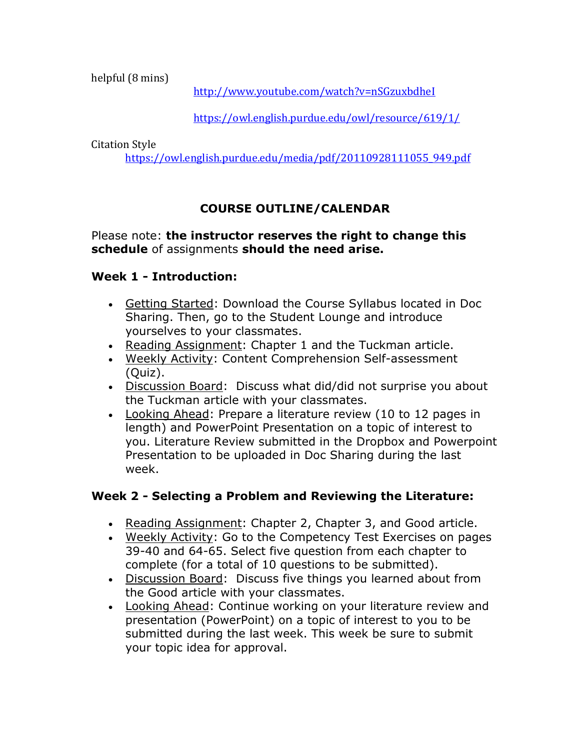helpful (8 mins)

http://www.youtube.com/watch?v=nSGzuxbdheI

https://owl.english.purdue.edu/owl/resource/619/1/

Citation Style

https://owl.english.purdue.edu/media/pdf/20110928111055_949.pdf

## COURSE OUTLINE/CALENDAR

Please note: **the instructor reserves the right to change this schedule** of assignments **should the need arise.**

### Week 1 - Introduction:

- Getting Started: Download the Course Syllabus located in Doc Sharing. Then, go to the Student Lounge and introduce yourselves to your classmates.
- Reading Assignment: Chapter 1 and the Tuckman article.
- Weekly Activity: Content Comprehension Self-assessment (Quiz).
- Discussion Board: Discuss what did/did not surprise you about the Tuckman article with your classmates.
- Looking Ahead: Prepare a literature review (10 to 12 pages in length) and PowerPoint Presentation on a topic of interest to you. Literature Review submitted in the Dropbox and Powerpoint Presentation to be uploaded in Doc Sharing during the last week.

### Week 2 - Selecting a Problem and Reviewing the Literature:

- Reading Assignment: Chapter 2, Chapter 3, and Good article.
- Weekly Activity: Go to the Competency Test Exercises on pages 39-40 and 64-65. Select five question from each chapter to complete (for a total of 10 questions to be submitted).
- Discussion Board: Discuss five things you learned about from the Good article with your classmates.
- Looking Ahead: Continue working on your literature review and presentation (PowerPoint) on a topic of interest to you to be submitted during the last week. This week be sure to submit your topic idea for approval.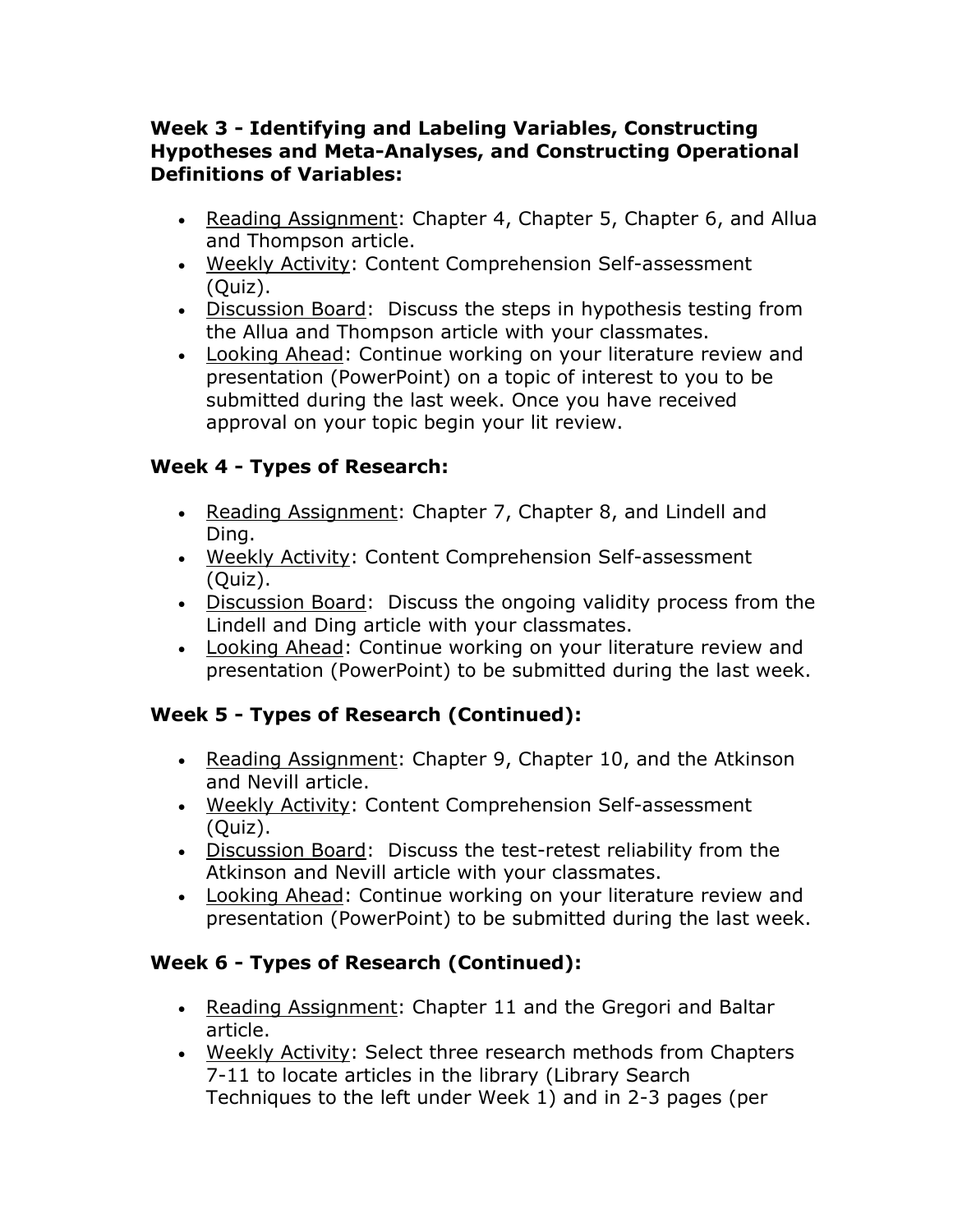**Week 3 - Identifying and Labeling Variables, Constructing Hypotheses and Meta-Analyses, and Constructing Operational Definitions of Variables:**

- Reading Assignment: Chapter 4, Chapter 5, Chapter 6, and Allua and Thompson article.
- Weekly Activity: Content Comprehension Self-assessment (Quiz).
- Discussion Board: Discuss the steps in hypothesis testing from the Allua and Thompson article with your classmates.
- Looking Ahead: Continue working on your literature review and presentation (PowerPoint) on a topic of interest to you to be submitted during the last week. Once you have received approval on your topic begin your lit review.

**Week 4 - Types of Research:**

- Reading Assignment: Chapter 7, Chapter 8, and Lindell and Ding.
- Weekly Activity: Content Comprehension Self-assessment (Quiz).
- Discussion Board: Discuss the ongoing validity process from the Lindell and Ding article with your classmates.
- Looking Ahead: Continue working on your literature review and presentation (PowerPoint) to be submitted during the last week.

**Week 5 - Types of Research (Continued):**

- Reading Assignment: Chapter 9, Chapter 10, and the Atkinson and Nevill article.
- Weekly Activity: Content Comprehension Self-assessment (Quiz).
- Discussion Board: Discuss the test-retest reliability from the Atkinson and Nevill article with your classmates.
- Looking Ahead: Continue working on your literature review and presentation (PowerPoint) to be submitted during the last week.

**Week 6 - Types of Research (Continued):**

- Reading Assignment: Chapter 11 and the Gregori and Baltar article.
- Weekly Activity: Select three research methods from Chapters 7-11 to locate articles in the library (Library Search Techniques to the left under Week 1) and in 2-3 pages (per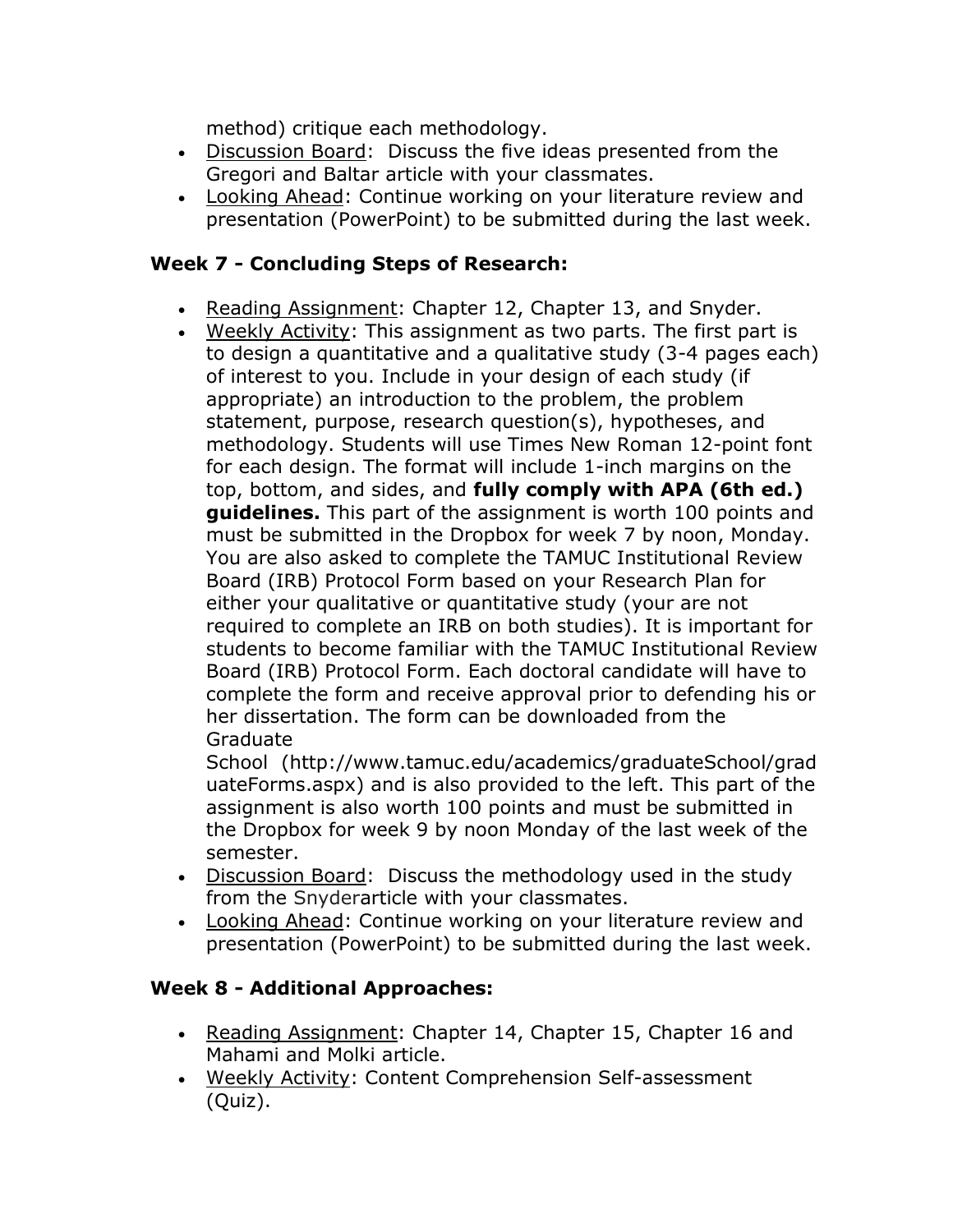method) critique each methodology.

- Discussion Board:  Discuss the five ideas presented from the Gregori and Baltar article with your classmates.
- Looking Ahead: Continue working on your literature review and presentation (PowerPoint) to be submitted during the last week.

### Week 7 - Concluding Steps of Research:

- Reading Assignment: Chapter 12, Chapter 13, and Snyder.
- Weekly Activity: This assignment as two parts. The first part is to design a quantitative and a qualitative study (3-4 pages each) of interest to you. Include in your design of each study (if appropriate) an introduction to the problem, the problem statement, purpose, research question(s), hypotheses, and methodology. Students will use Times New Roman 12-point font for each design. The format will include 1-inch margins on the top, bottom, and sides, and **fully comply with APA (6th ed.) guidelines.** This part of the assignment is worth 100 points and must be submitted in the Dropbox for week 7 by noon, Monday. You are also asked to complete the TAMUC Institutional Review Board (IRB) Protocol Form based on your Research Plan for either your qualitative or quantitative study (your are not required to complete an IRB on both studies). It is important for students to become familiar with the TAMUC Institutional Review Board (IRB) Protocol Form. Each doctoral candidate will have to complete the form and receive approval prior to defending his or her dissertation. The form can be downloaded from the Graduate School  (http://www.tamuc.edu/academics/graduateSchool/graduateForms.aspx) and is also provided to the left. This part of the assignment is also worth 100 points and must be submitted in the Dropbox for week 9 by noon Monday of the last week of the semester.
- Discussion Board:  Discuss the methodology used in the study from the Snyderarticle with your classmates.
- Looking Ahead: Continue working on your literature review and presentation (PowerPoint) to be submitted during the last week.

### Week 8 - Additional Approaches:

- Reading Assignment: Chapter 14, Chapter 15, Chapter 16 and Mahami and Molki article.
- Weekly Activity: Content Comprehension Self-assessment (Quiz).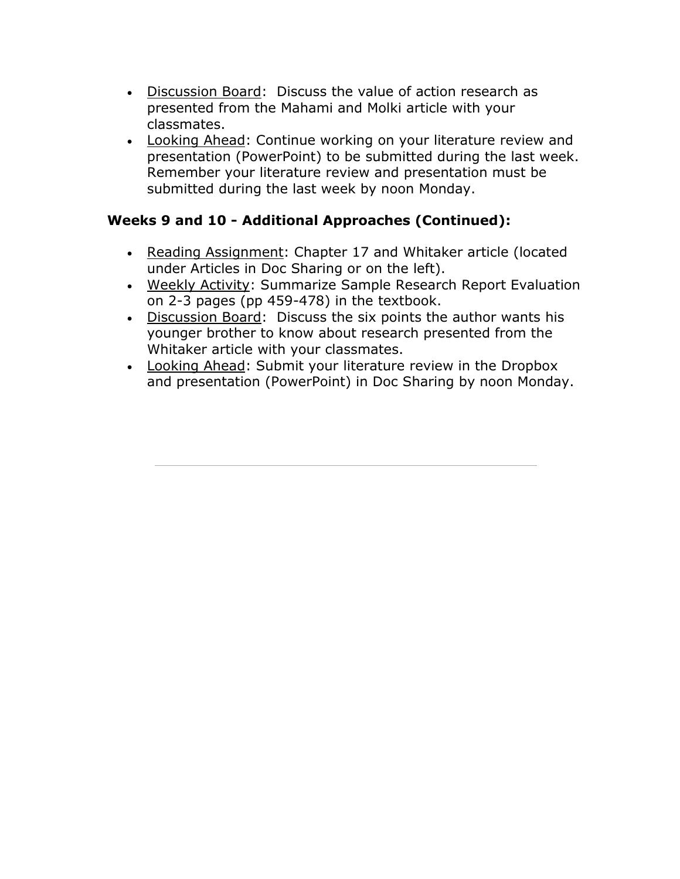- Discussion Board: Discuss the value of action research as presented from the Mahami and Molki article with your classmates.
- Looking Ahead: Continue working on your literature review and presentation (PowerPoint) to be submitted during the last week. Remember your literature review and presentation must be submitted during the last week by noon Monday.

### Weeks 9 and 10 - Additional Approaches (Continued):

- Reading Assignment: Chapter 17 and Whitaker article (located under Articles in Doc Sharing or on the left).
- Weekly Activity: Summarize Sample Research Report Evaluation on 2-3 pages (pp 459-478) in the textbook.
- Discussion Board: Discuss the six points the author wants his younger brother to know about research presented from the Whitaker article with your classmates.
- Looking Ahead: Submit your literature review in the Dropbox and presentation (PowerPoint) in Doc Sharing by noon Monday.

---